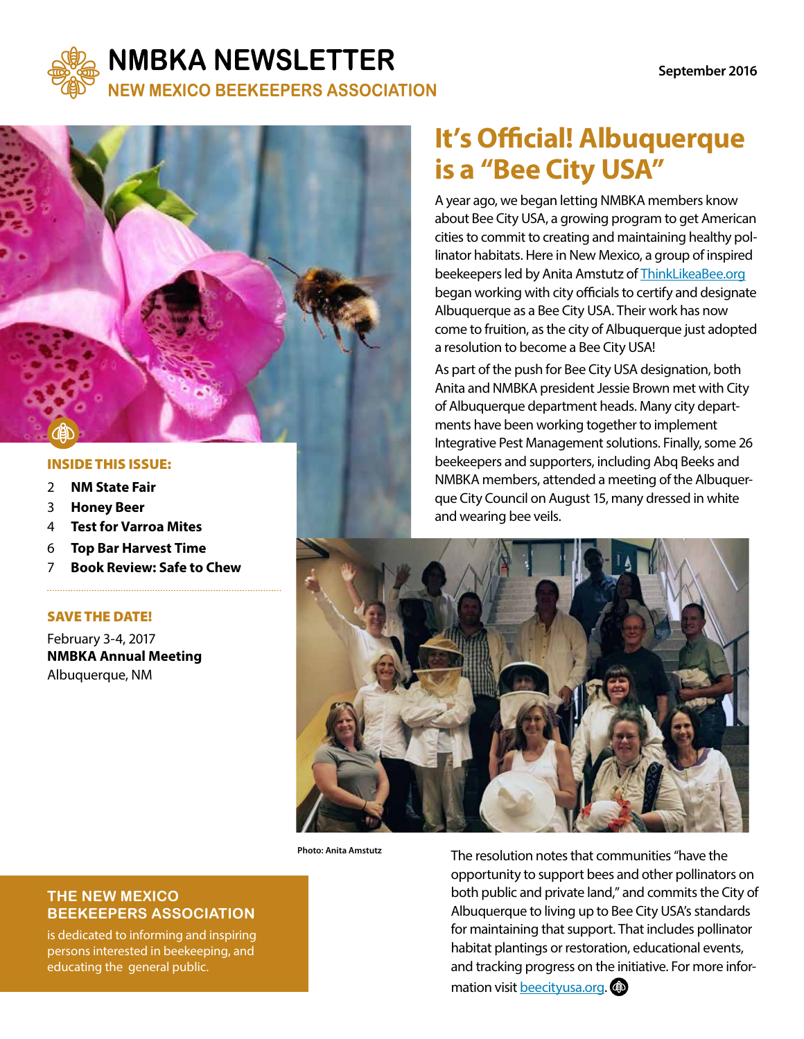# NMBKA NEWSLETTER

## NEW MEXICO BEEKEEPERS ASSOCIATION

September 2016

**INSIDE THIS ISSUE:**

2 **NM State Fair**
3 **Honey Beer**
4 **Test for Varroa Mites**
6 **Top Bar Harvest Time**
7 **Book Review: Safe to Chew**

**SAVE THE DATE!**

February 3-4, 2017
**NMBKA Annual Meeting**
Albuquerque, NM

**THE NEW MEXICO BEEKEEPERS ASSOCIATION** is dedicated to informing and inspiring persons interested in beekeeping, and educating the general public.

# It's Official! Albuquerque is a "Bee City USA"

A year ago, we began letting NMBKA members know about Bee City USA, a growing program to get American cities to commit to creating and maintaining healthy pollinator habitats. Here in New Mexico, a group of inspired beekeepers led by Anita Amstutz of ThinkLikeaBee.org began working with city officials to certify and designate Albuquerque as a Bee City USA. Their work has now come to fruition, as the city of Albuquerque just adopted a resolution to become a Bee City USA!

As part of the push for Bee City USA designation, both Anita and NMBKA president Jessie Brown met with City of Albuquerque department heads. Many city departments have been working together to implement Integrative Pest Management solutions. Finally, some 26 beekeepers and supporters, including Abq Beeks and NMBKA members, attended a meeting of the Albuquerque City Council on August 15, many dressed in white and wearing bee veils.

Photo: Anita Amstutz

The resolution notes that communities "have the opportunity to support bees and other pollinators on both public and private land," and commits the City of Albuquerque to living up to Bee City USA's standards for maintaining that support. That includes pollinator habitat plantings or restoration, educational events, and tracking progress on the initiative. For more information visit beecityusa.org.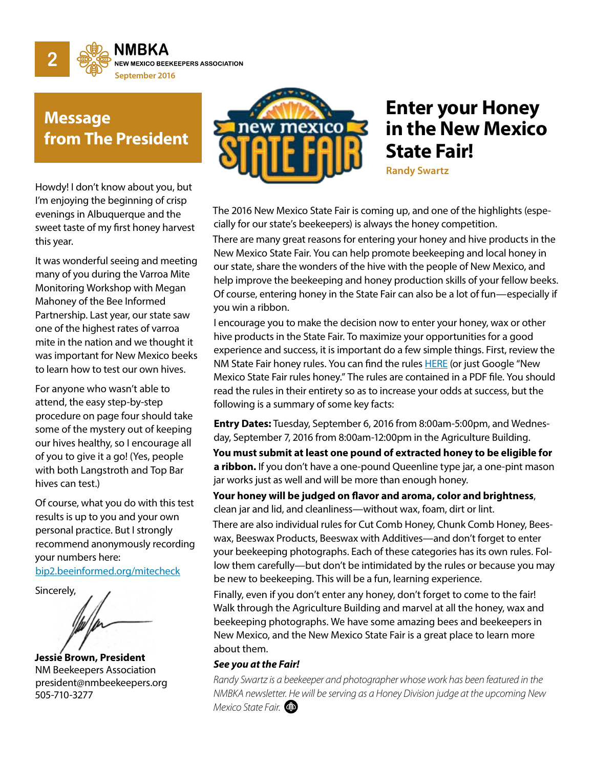## Message from The President

Howdy! I don't know about you, but I'm enjoying the beginning of crisp evenings in Albuquerque and the sweet taste of my first honey harvest this year.

It was wonderful seeing and meeting many of you during the Varroa Mite Monitoring Workshop with Megan Mahoney of the Bee Informed Partnership. Last year, our state saw one of the highest rates of varroa mite in the nation and we thought it was important for New Mexico beeks to learn how to test our own hives.

For anyone who wasn't able to attend, the easy step-by-step procedure on page four should take some of the mystery out of keeping our hives healthy, so I encourage all of you to give it a go! (Yes, people with both Langstroth and Top Bar hives can test.)

Of course, what you do with this test results is up to you and your own personal practice. But I strongly recommend anonymously recording your numbers here: bip2.beeinformed.org/mitecheck

Sincerely,

**Jessie Brown, President**
NM Beekeepers Association
president@nmbeekeepers.org
505-710-3277

## Enter your Honey in the New Mexico State Fair!

**Randy Swartz**

The 2016 New Mexico State Fair is coming up, and one of the highlights (especially for our state's beekeepers) is always the honey competition.

There are many great reasons for entering your honey and hive products in the New Mexico State Fair. You can help promote beekeeping and local honey in our state, share the wonders of the hive with the people of New Mexico, and help improve the beekeeping and honey production skills of your fellow beeks. Of course, entering honey in the State Fair can also be a lot of fun—especially if you win a ribbon.

I encourage you to make the decision now to enter your honey, wax or other hive products in the State Fair. To maximize your opportunities for a good experience and success, it is important do a few simple things. First, review the NM State Fair honey rules. You can find the rules HERE (or just Google "New Mexico State Fair rules honey." The rules are contained in a PDF file. You should read the rules in their entirety so as to increase your odds at success, but the following is a summary of some key facts:

**Entry Dates:** Tuesday, September 6, 2016 from 8:00am-5:00pm, and Wednesday, September 7, 2016 from 8:00am-12:00pm in the Agriculture Building.

**You must submit at least one pound of extracted honey to be eligible for a ribbon.** If you don't have a one-pound Queenline type jar, a one-pint mason jar works just as well and will be more than enough honey.

**Your honey will be judged on flavor and aroma, color and brightness**, clean jar and lid, and cleanliness—without wax, foam, dirt or lint.

There are also individual rules for Cut Comb Honey, Chunk Comb Honey, Beeswax, Beeswax Products, Beeswax with Additives—and don't forget to enter your beekeeping photographs. Each of these categories has its own rules. Follow them carefully—but don't be intimidated by the rules or because you may be new to beekeeping. This will be a fun, learning experience.

Finally, even if you don't enter any honey, don't forget to come to the fair! Walk through the Agriculture Building and marvel at all the honey, wax and beekeeping photographs. We have some amazing bees and beekeepers in New Mexico, and the New Mexico State Fair is a great place to learn more about them.

***See you at the Fair!***

*Randy Swartz is a beekeeper and photographer whose work has been featured in the NMBKA newsletter. He will be serving as a Honey Division judge at the upcoming New Mexico State Fair.*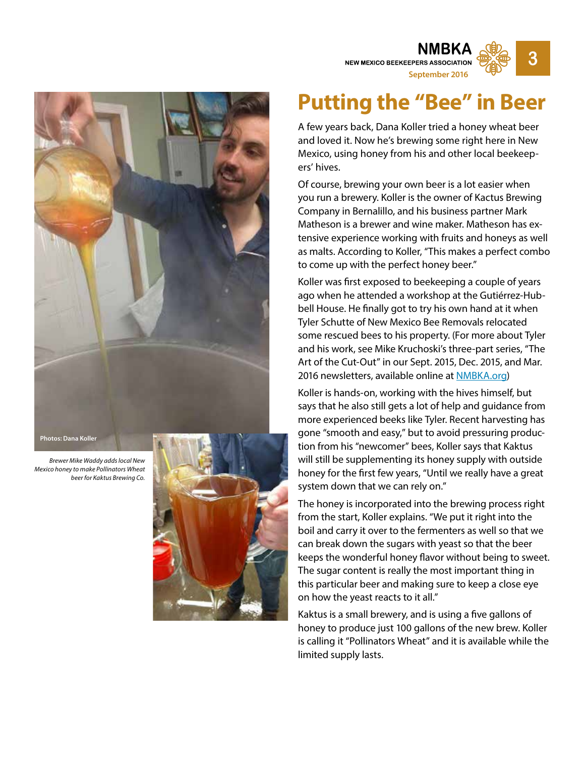# Putting the "Bee" in Beer

A few years back, Dana Koller tried a honey wheat beer and loved it. Now he's brewing some right here in New Mexico, using honey from his and other local beekeepers' hives.

Of course, brewing your own beer is a lot easier when you run a brewery. Koller is the owner of Kactus Brewing Company in Bernalillo, and his business partner Mark Matheson is a brewer and wine maker. Matheson has extensive experience working with fruits and honeys as well as malts. According to Koller, "This makes a perfect combo to come up with the perfect honey beer."

Koller was first exposed to beekeeping a couple of years ago when he attended a workshop at the Gutiérrez-Hubbell House. He finally got to try his own hand at it when Tyler Schutte of New Mexico Bee Removals relocated some rescued bees to his property. (For more about Tyler and his work, see Mike Kruchoski's three-part series, "The Art of the Cut-Out" in our Sept. 2015, Dec. 2015, and Mar. 2016 newsletters, available online at NMBKA.org)

Koller is hands-on, working with the hives himself, but says that he also still gets a lot of help and guidance from more experienced beeks like Tyler. Recent harvesting has gone "smooth and easy," but to avoid pressuring production from his "newcomer" bees, Koller says that Kaktus will still be supplementing its honey supply with outside honey for the first few years, "Until we really have a great system down that we can rely on."

The honey is incorporated into the brewing process right from the start, Koller explains. "We put it right into the boil and carry it over to the fermenters as well so that we can break down the sugars with yeast so that the beer keeps the wonderful honey flavor without being to sweet. The sugar content is really the most important thing in this particular beer and making sure to keep a close eye on how the yeast reacts to it all."

Kaktus is a small brewery, and is using a five gallons of honey to produce just 100 gallons of the new brew. Koller is calling it "Pollinators Wheat" and it is available while the limited supply lasts.

Photos: Dana Koller

*Brewer Mike Waddy adds local New Mexico honey to make Pollinators Wheat beer for Kaktus Brewing Co.*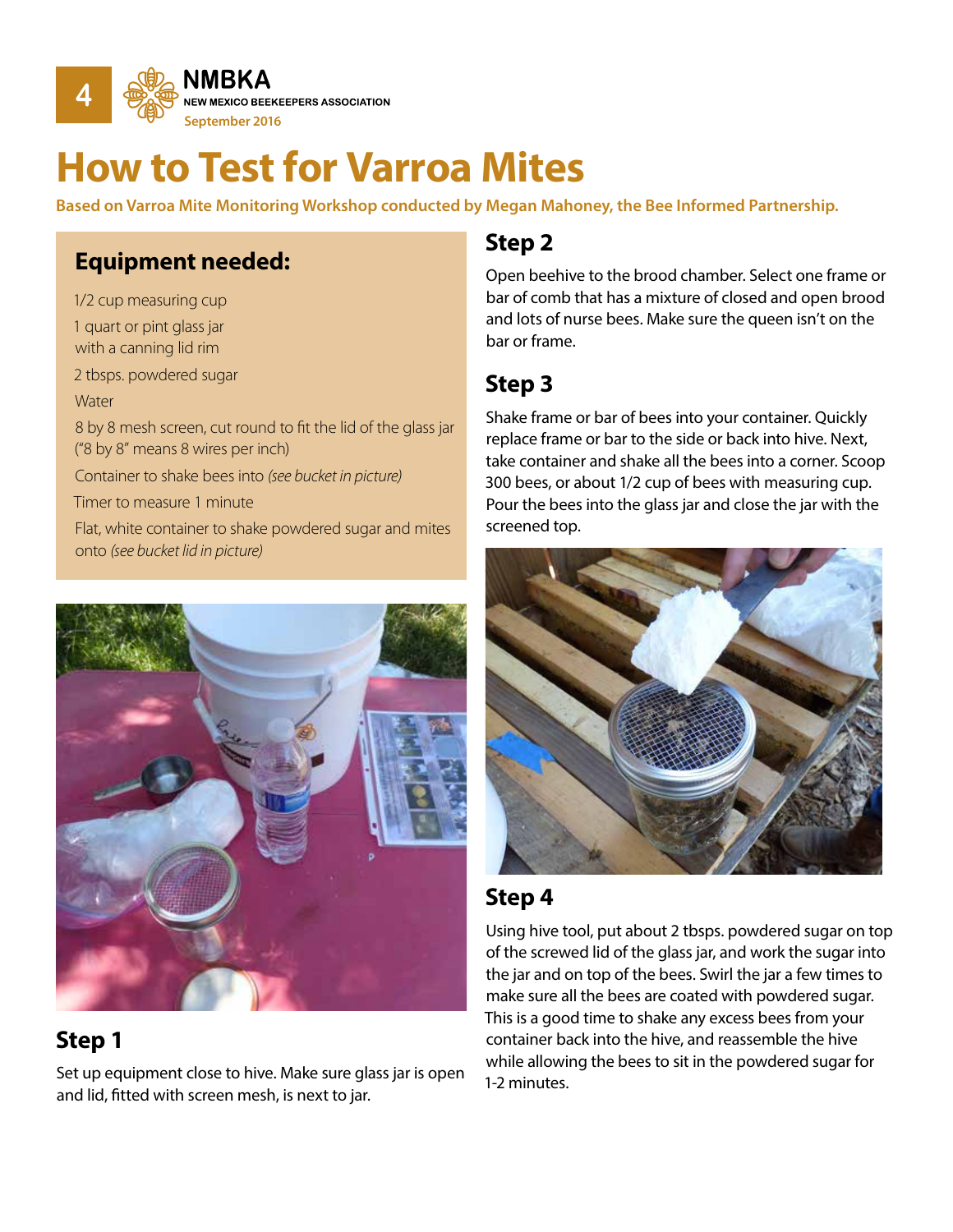# How to Test for Varroa Mites

**Based on Varroa Mite Monitoring Workshop conducted by Megan Mahoney, the Bee Informed Partnership.**

## Equipment needed:

1/2 cup measuring cup

1 quart or pint glass jar with a canning lid rim

2 tbsps. powdered sugar

Water

8 by 8 mesh screen, cut round to fit the lid of the glass jar ("8 by 8" means 8 wires per inch)

Container to shake bees into *(see bucket in picture)*

Timer to measure 1 minute

Flat, white container to shake powdered sugar and mites onto *(see bucket lid in picture)*

## Step 1

Set up equipment close to hive. Make sure glass jar is open and lid, fitted with screen mesh, is next to jar.

## Step 2

Open beehive to the brood chamber. Select one frame or bar of comb that has a mixture of closed and open brood and lots of nurse bees. Make sure the queen isn't on the bar or frame.

## Step 3

Shake frame or bar of bees into your container. Quickly replace frame or bar to the side or back into hive. Next, take container and shake all the bees into a corner. Scoop 300 bees, or about 1/2 cup of bees with measuring cup. Pour the bees into the glass jar and close the jar with the screened top.

## Step 4

Using hive tool, put about 2 tbsps. powdered sugar on top of the screwed lid of the glass jar, and work the sugar into the jar and on top of the bees. Swirl the jar a few times to make sure all the bees are coated with powdered sugar. This is a good time to shake any excess bees from your container back into the hive, and reassemble the hive while allowing the bees to sit in the powdered sugar for 1-2 minutes.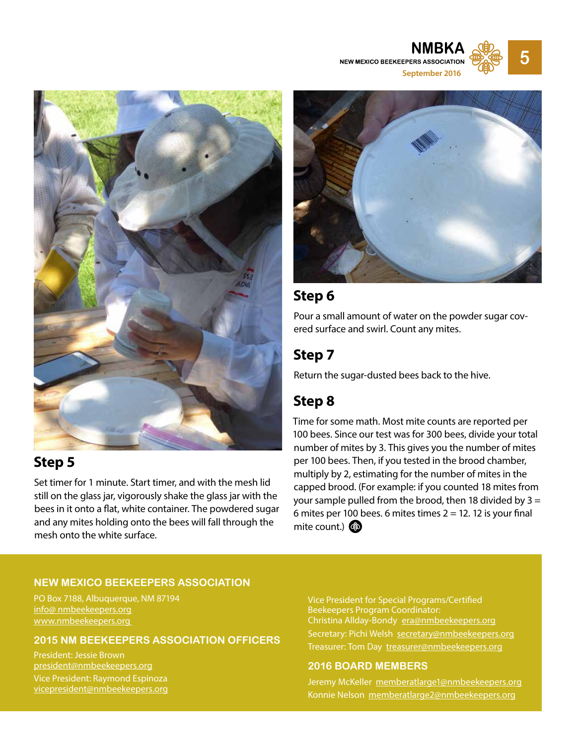## Step 5

Set timer for 1 minute. Start timer, and with the mesh lid still on the glass jar, vigorously shake the glass jar with the bees in it onto a flat, white container. The powdered sugar and any mites holding onto the bees will fall through the mesh onto the white surface.

## Step 6

Pour a small amount of water on the powder sugar covered surface and swirl. Count any mites.

## Step 7

Return the sugar-dusted bees back to the hive.

## Step 8

Time for some math. Most mite counts are reported per 100 bees. Since our test was for 300 bees, divide your total number of mites by 3. This gives you the number of mites per 100 bees. Then, if you tested in the brood chamber, multiply by 2, estimating for the number of mites in the capped brood. (For example: if you counted 18 mites from your sample pulled from the brood, then 18 divided by 3 = 6 mites per 100 bees. 6 mites times 2 = 12. 12 is your final mite count.)

### NEW MEXICO BEEKEEPERS ASSOCIATION

PO Box 7188, Albuquerque, NM 87194
info@ nmbeekeepers.org
www.nmbeekeepers.org

### 2015 NM BEEKEEPERS ASSOCIATION OFFICERS

President: Jessie Brown
president@nmbeekeepers.org

Vice President: Raymond Espinoza
vicepresident@nmbeekeepers.org

Vice President for Special Programs/Certified Beekeepers Program Coordinator:
Christina Allday-Bondy era@nmbeekeepers.org

Secretary: Pichi Welsh secretary@nmbeekeepers.org

Treasurer: Tom Day treasurer@nmbeekeepers.org

### 2016 BOARD MEMBERS

Jeremy McKeller memberatlarge1@nmbeekeepers.org

Konnie Nelson memberatlarge2@nmbeekeepers.org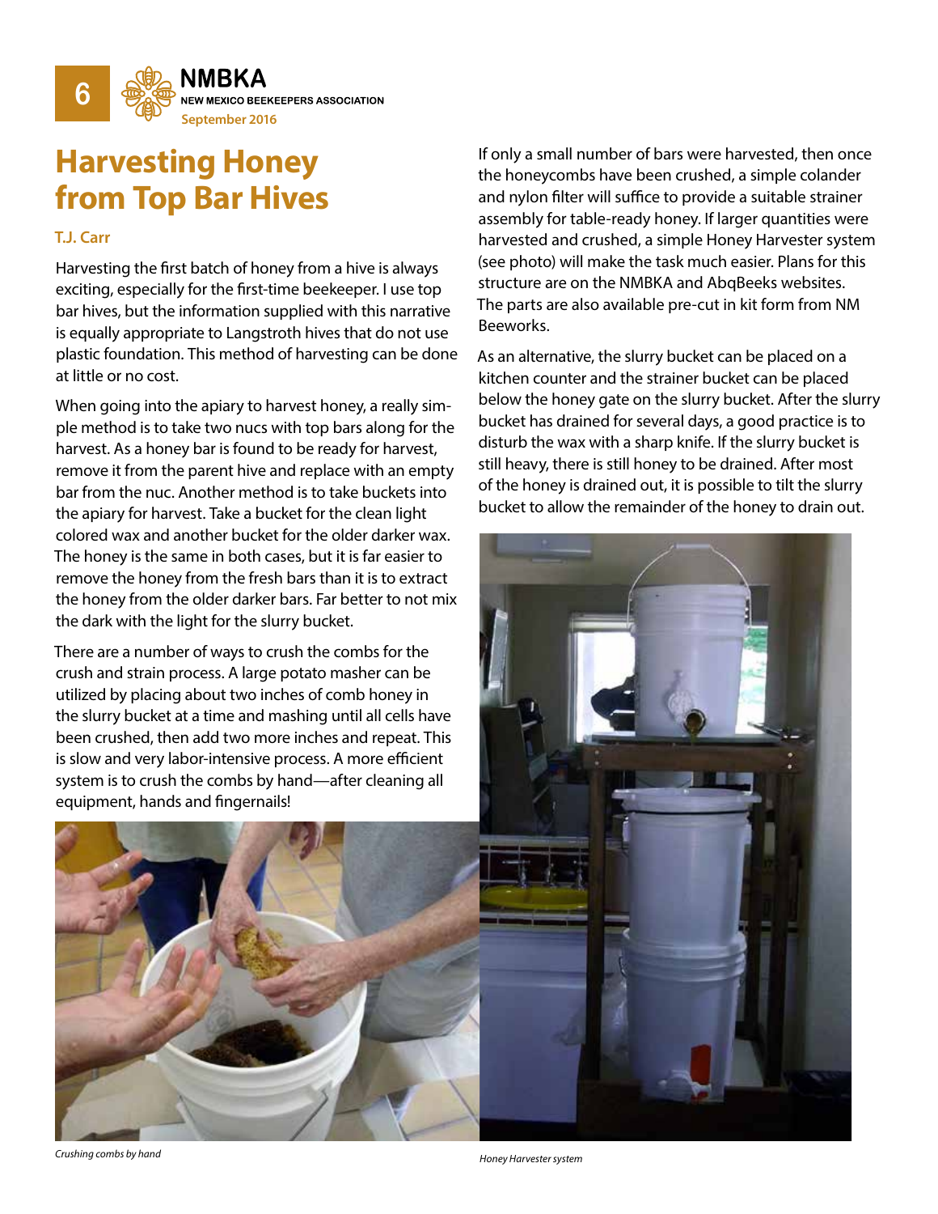# Harvesting Honey from Top Bar Hives

**T.J. Carr**

Harvesting the first batch of honey from a hive is always exciting, especially for the first-time beekeeper. I use top bar hives, but the information supplied with this narrative is equally appropriate to Langstroth hives that do not use plastic foundation. This method of harvesting can be done at little or no cost.

When going into the apiary to harvest honey, a really simple method is to take two nucs with top bars along for the harvest. As a honey bar is found to be ready for harvest, remove it from the parent hive and replace with an empty bar from the nuc. Another method is to take buckets into the apiary for harvest. Take a bucket for the clean light colored wax and another bucket for the older darker wax. The honey is the same in both cases, but it is far easier to remove the honey from the fresh bars than it is to extract the honey from the older darker bars. Far better to not mix the dark with the light for the slurry bucket.

There are a number of ways to crush the combs for the crush and strain process. A large potato masher can be utilized by placing about two inches of comb honey in the slurry bucket at a time and mashing until all cells have been crushed, then add two more inches and repeat. This is slow and very labor-intensive process. A more efficient system is to crush the combs by hand—after cleaning all equipment, hands and fingernails!

*Crushing combs by hand*

If only a small number of bars were harvested, then once the honeycombs have been crushed, a simple colander and nylon filter will suffice to provide a suitable strainer assembly for table-ready honey. If larger quantities were harvested and crushed, a simple Honey Harvester system (see photo) will make the task much easier. Plans for this structure are on the NMBKA and AbqBeeks websites. The parts are also available pre-cut in kit form from NM Beeworks.

As an alternative, the slurry bucket can be placed on a kitchen counter and the strainer bucket can be placed below the honey gate on the slurry bucket. After the slurry bucket has drained for several days, a good practice is to disturb the wax with a sharp knife. If the slurry bucket is still heavy, there is still honey to be drained. After most of the honey is drained out, it is possible to tilt the slurry bucket to allow the remainder of the honey to drain out.

*Honey Harvester system*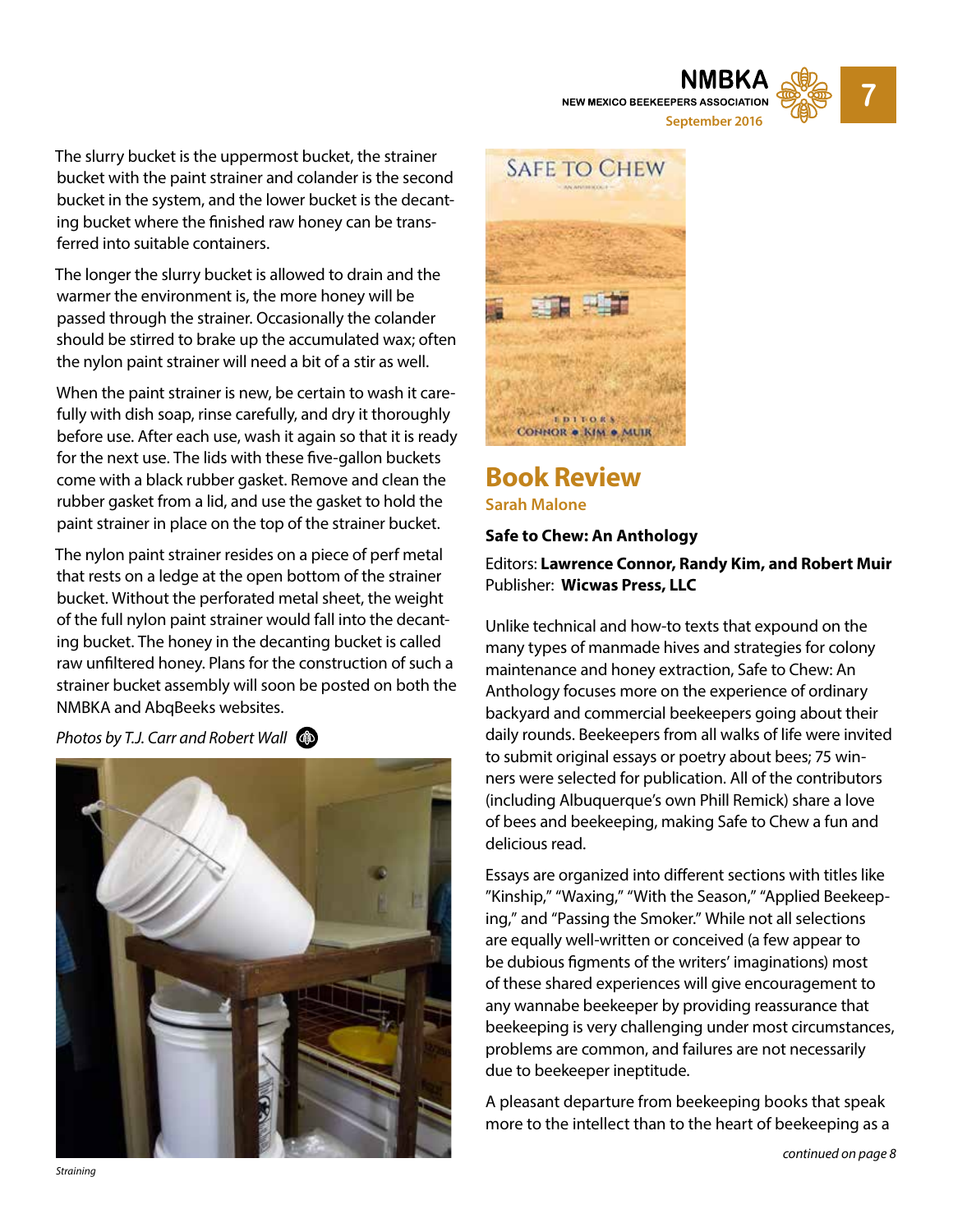The slurry bucket is the uppermost bucket, the strainer bucket with the paint strainer and colander is the second bucket in the system, and the lower bucket is the decanting bucket where the finished raw honey can be transferred into suitable containers.

The longer the slurry bucket is allowed to drain and the warmer the environment is, the more honey will be passed through the strainer. Occasionally the colander should be stirred to brake up the accumulated wax; often the nylon paint strainer will need a bit of a stir as well.

When the paint strainer is new, be certain to wash it carefully with dish soap, rinse carefully, and dry it thoroughly before use. After each use, wash it again so that it is ready for the next use. The lids with these five-gallon buckets come with a black rubber gasket. Remove and clean the rubber gasket from a lid, and use the gasket to hold the paint strainer in place on the top of the strainer bucket.

The nylon paint strainer resides on a piece of perf metal that rests on a ledge at the open bottom of the strainer bucket. Without the perforated metal sheet, the weight of the full nylon paint strainer would fall into the decanting bucket. The honey in the decanting bucket is called raw unfiltered honey. Plans for the construction of such a strainer bucket assembly will soon be posted on both the NMBKA and AbqBeeks websites.

*Photos by T.J. Carr and Robert Wall*

*Straining*

## Book Review

**Sarah Malone**

**Safe to Chew: An Anthology**

Editors: **Lawrence Connor, Randy Kim, and Robert Muir**
Publisher: **Wicwas Press, LLC**

Unlike technical and how-to texts that expound on the many types of manmade hives and strategies for colony maintenance and honey extraction, Safe to Chew: An Anthology focuses more on the experience of ordinary backyard and commercial beekeepers going about their daily rounds. Beekeepers from all walks of life were invited to submit original essays or poetry about bees; 75 winners were selected for publication. All of the contributors (including Albuquerque's own Phill Remick) share a love of bees and beekeeping, making Safe to Chew a fun and delicious read.

Essays are organized into different sections with titles like "Kinship," "Waxing," "With the Season," "Applied Beekeeping," and "Passing the Smoker." While not all selections are equally well-written or conceived (a few appear to be dubious figments of the writers' imaginations) most of these shared experiences will give encouragement to any wannabe beekeeper by providing reassurance that beekeeping is very challenging under most circumstances, problems are common, and failures are not necessarily due to beekeeper ineptitude.

A pleasant departure from beekeeping books that speak more to the intellect than to the heart of beekeeping as a

*continued on page 8*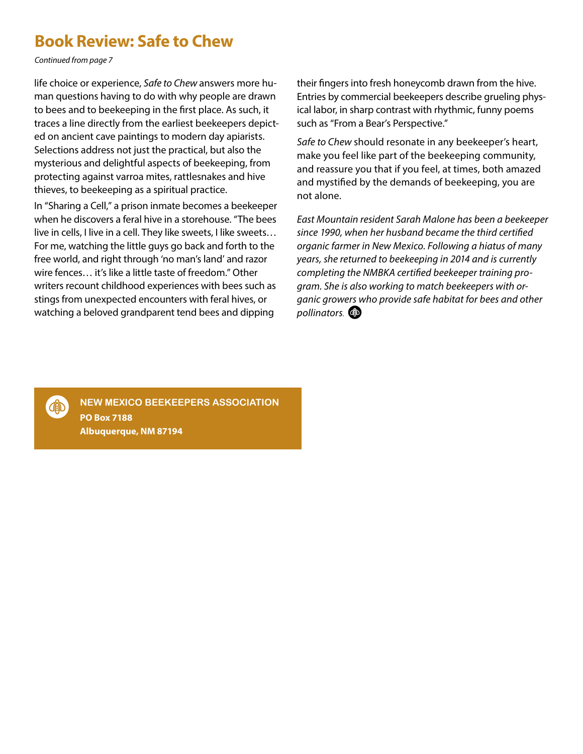# Book Review: Safe to Chew

*Continued from page 7*

life choice or experience, *Safe to Chew* answers more human questions having to do with why people are drawn to bees and to beekeeping in the first place. As such, it traces a line directly from the earliest beekeepers depicted on ancient cave paintings to modern day apiarists. Selections address not just the practical, but also the mysterious and delightful aspects of beekeeping, from protecting against varroa mites, rattlesnakes and hive thieves, to beekeeping as a spiritual practice.

In "Sharing a Cell," a prison inmate becomes a beekeeper when he discovers a feral hive in a storehouse. "The bees live in cells, I live in a cell. They like sweets, I like sweets… For me, watching the little guys go back and forth to the free world, and right through 'no man's land' and razor wire fences… it's like a little taste of freedom." Other writers recount childhood experiences with bees such as stings from unexpected encounters with feral hives, or watching a beloved grandparent tend bees and dipping their fingers into fresh honeycomb drawn from the hive. Entries by commercial beekeepers describe grueling physical labor, in sharp contrast with rhythmic, funny poems such as "From a Bear's Perspective."

*Safe to Chew* should resonate in any beekeeper's heart, make you feel like part of the beekeeping community, and reassure you that if you feel, at times, both amazed and mystified by the demands of beekeeping, you are not alone.

*East Mountain resident Sarah Malone has been a beekeeper since 1990, when her husband became the third certified organic farmer in New Mexico. Following a hiatus of many years, she returned to beekeeping in 2014 and is currently completing the NMBKA certified beekeeper training program. She is also working to match beekeepers with organic growers who provide safe habitat for bees and other pollinators.*

**NEW MEXICO BEEKEEPERS ASSOCIATION**
**PO Box 7188**
**Albuquerque, NM 87194**